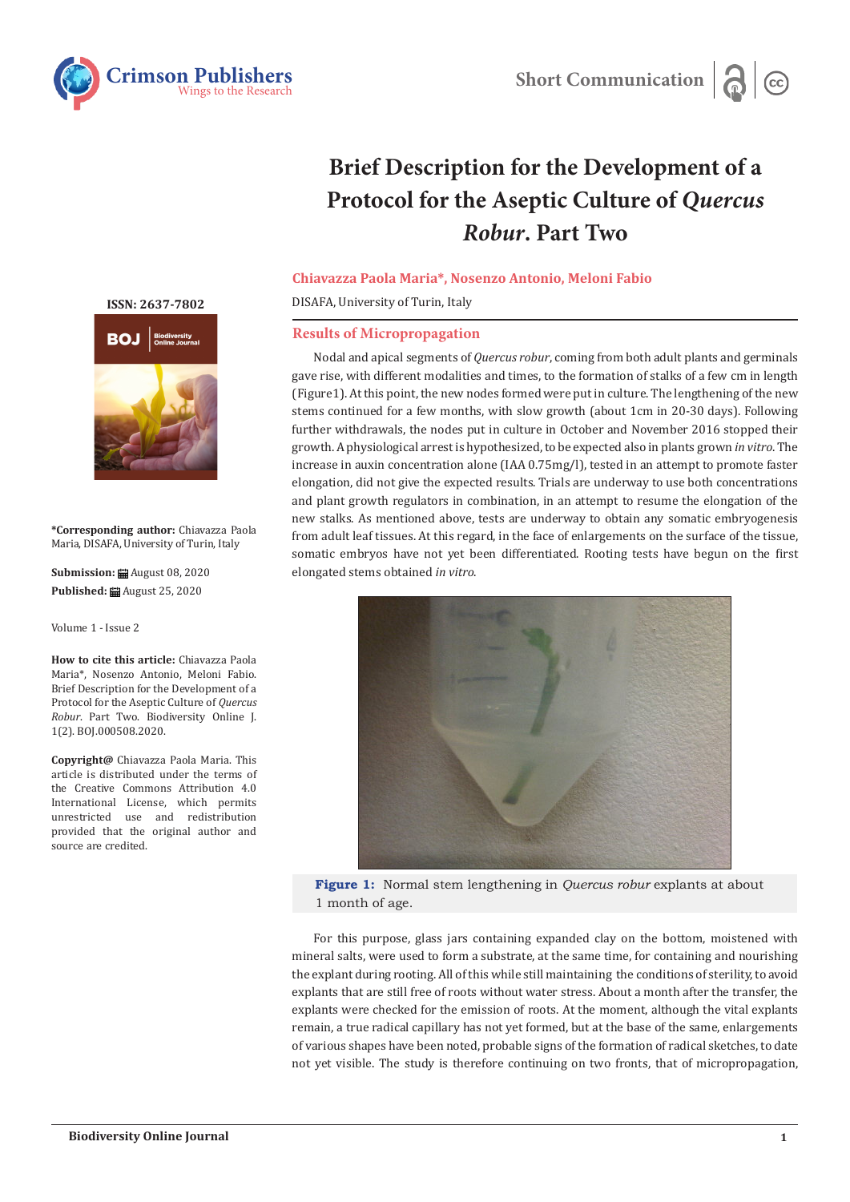Short Communication

# Brief Description for the Development of a Protocol for the Aseptic Culture of *Quercus Robur*. Part Two

**Chiavazza Paola Maria*, Nosenzo Antonio, Meloni Fabio**

DISAFA, University of Turin, Italy

**ISSN: 2637-7802**

**\*Corresponding author:** Chiavazza Paola Maria, DISAFA, University of Turin, Italy

**Submission:** August 08, 2020

**Published:** August 25, 2020

Volume 1 - Issue 2

**How to cite this article:** Chiavazza Paola Maria*, Nosenzo Antonio, Meloni Fabio. Brief Description for the Development of a Protocol for the Aseptic Culture of *Quercus Robur*. Part Two. Biodiversity Online J. 1(2). BOJ.000508.2020.

**Copyright@** Chiavazza Paola Maria. This article is distributed under the terms of the Creative Commons Attribution 4.0 International License, which permits unrestricted use and redistribution provided that the original author and source are credited.

## Results of Micropropagation

Nodal and apical segments of *Quercus robur*, coming from both adult plants and germinals gave rise, with different modalities and times, to the formation of stalks of a few cm in length (Figure1). At this point, the new nodes formed were put in culture. The lengthening of the new stems continued for a few months, with slow growth (about 1cm in 20-30 days). Following further withdrawals, the nodes put in culture in October and November 2016 stopped their growth. A physiological arrest is hypothesized, to be expected also in plants grown *in vitro*. The increase in auxin concentration alone (IAA 0.75mg/l), tested in an attempt to promote faster elongation, did not give the expected results. Trials are underway to use both concentrations and plant growth regulators in combination, in an attempt to resume the elongation of the new stalks. As mentioned above, tests are underway to obtain any somatic embryogenesis from adult leaf tissues. At this regard, in the face of enlargements on the surface of the tissue, somatic embryos have not yet been differentiated. Rooting tests have begun on the first elongated stems obtained *in vitro*.

**Figure 1:** Normal stem lengthening in *Quercus robur* explants at about 1 month of age.

For this purpose, glass jars containing expanded clay on the bottom, moistened with mineral salts, were used to form a substrate, at the same time, for containing and nourishing the explant during rooting. All of this while still maintaining the conditions of sterility, to avoid explants that are still free of roots without water stress. About a month after the transfer, the explants were checked for the emission of roots. At the moment, although the vital explants remain, a true radical capillary has not yet formed, but at the base of the same, enlargements of various shapes have been noted, probable signs of the formation of radical sketches, to date not yet visible. The study is therefore continuing on two fronts, that of micropropagation,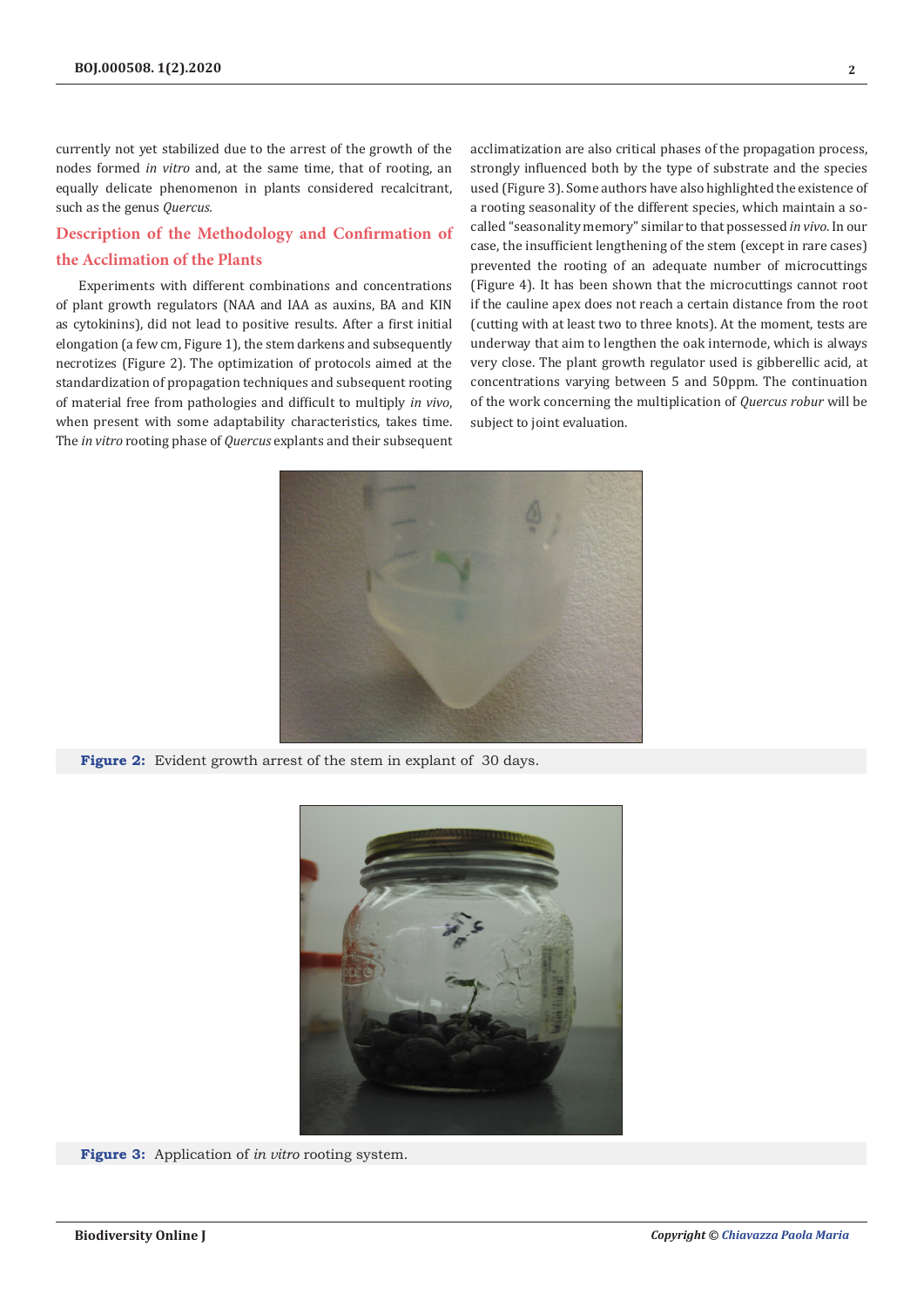currently not yet stabilized due to the arrest of the growth of the nodes formed *in vitro* and, at the same time, that of rooting, an equally delicate phenomenon in plants considered recalcitrant, such as the genus *Quercus*.

## Description of the Methodology and Confirmation of the Acclimation of the Plants

Experiments with different combinations and concentrations of plant growth regulators (NAA and IAA as auxins, BA and KIN as cytokinins), did not lead to positive results. After a first initial elongation (a few cm, Figure 1), the stem darkens and subsequently necrotizes (Figure 2). The optimization of protocols aimed at the standardization of propagation techniques and subsequent rooting of material free from pathologies and difficult to multiply *in vivo*, when present with some adaptability characteristics, takes time. The *in vitro* rooting phase of *Quercus* explants and their subsequent acclimatization are also critical phases of the propagation process, strongly influenced both by the type of substrate and the species used (Figure 3). Some authors have also highlighted the existence of a rooting seasonality of the different species, which maintain a so-called "seasonality memory" similar to that possessed *in vivo*. In our case, the insufficient lengthening of the stem (except in rare cases) prevented the rooting of an adequate number of microcuttings (Figure 4). It has been shown that the microcuttings cannot root if the cauline apex does not reach a certain distance from the root (cutting with at least two to three knots). At the moment, tests are underway that aim to lengthen the oak internode, which is always very close. The plant growth regulator used is gibberellic acid, at concentrations varying between 5 and 50ppm. The continuation of the work concerning the multiplication of *Quercus robur* will be subject to joint evaluation.

**Figure 2:** Evident growth arrest of the stem in explant of 30 days.

**Figure 3:** Application of *in vitro* rooting system.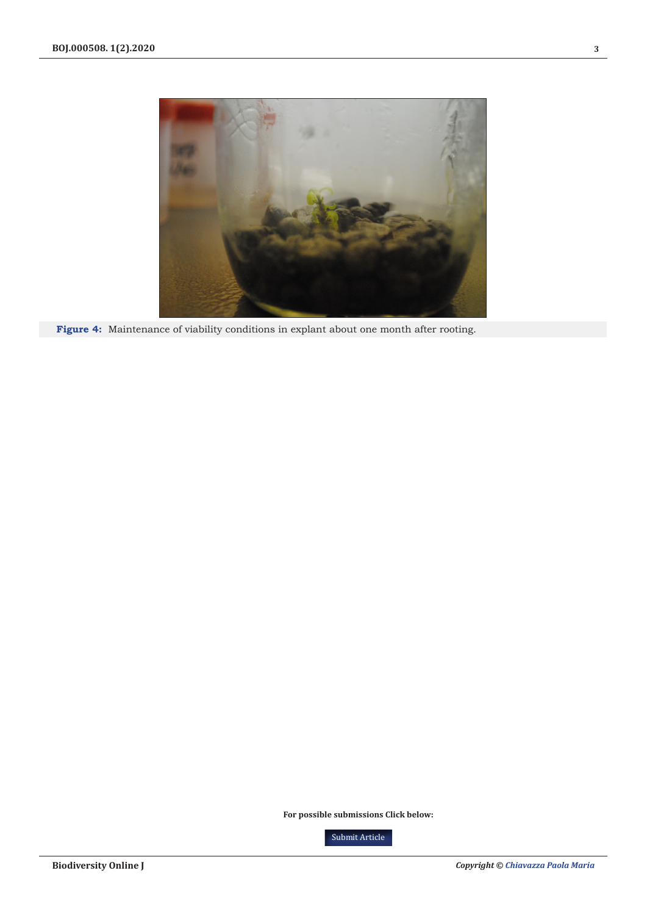**Figure 4:** Maintenance of viability conditions in explant about one month after rooting.

**For possible submissions Click below:**

Submit Article